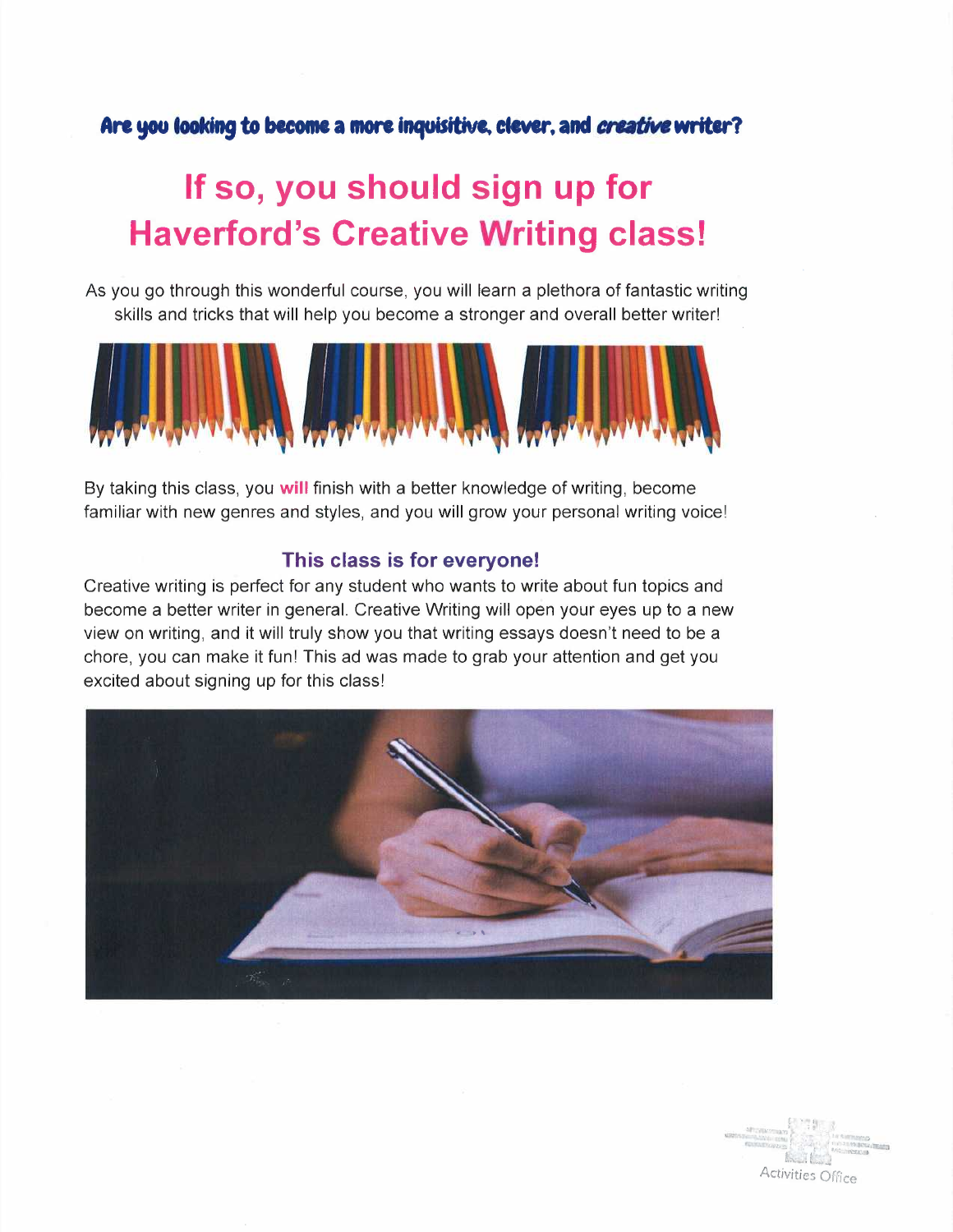**Are you looking to become a more inquisitive, clever, and *creative* writer?**

# If so, you should sign up for Haverford's Creative Writing class!

As you go through this wonderful course, you will learn a plethora of fantastic writing skills and tricks that will help you become a stronger and overall better writer!

By taking this class, you **will** finish with a better knowledge of writing, become familiar with new genres and styles, and you will grow your personal writing voice!

### This class is for everyone!

Creative writing is perfect for any student who wants to write about fun topics and become a better writer in general. Creative Writing will open your eyes up to a new view on writing, and it will truly show you that writing essays doesn't need to be a chore, you can make it fun! This ad was made to grab your attention and get you excited about signing up for this class!

Activities Office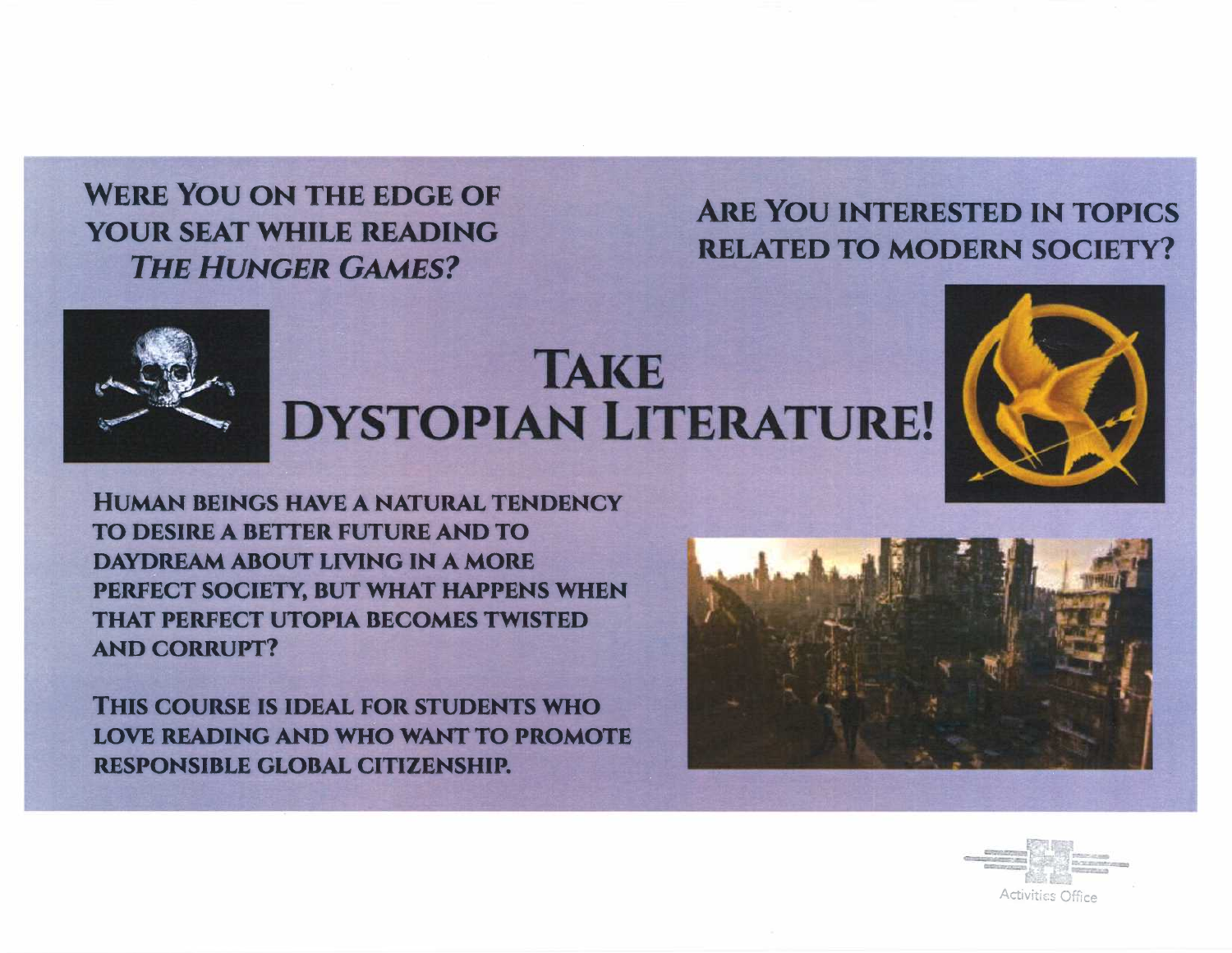**WERE YOU ON THE EDGE OF YOUR SEAT WHILE READING *THE HUNGER GAMES?***

**ARE YOU INTERESTED IN TOPICS RELATED TO MODERN SOCIETY?**

# TAKE DYSTOPIAN LITERATURE!

**HUMAN BEINGS HAVE A NATURAL TENDENCY TO DESIRE A BETTER FUTURE AND TO DAYDREAM ABOUT LIVING IN A MORE PERFECT SOCIETY, BUT WHAT HAPPENS WHEN THAT PERFECT UTOPIA BECOMES TWISTED AND CORRUPT?**

**THIS COURSE IS IDEAL FOR STUDENTS WHO LOVE READING AND WHO WANT TO PROMOTE RESPONSIBLE GLOBAL CITIZENSHIP.**

Activities Office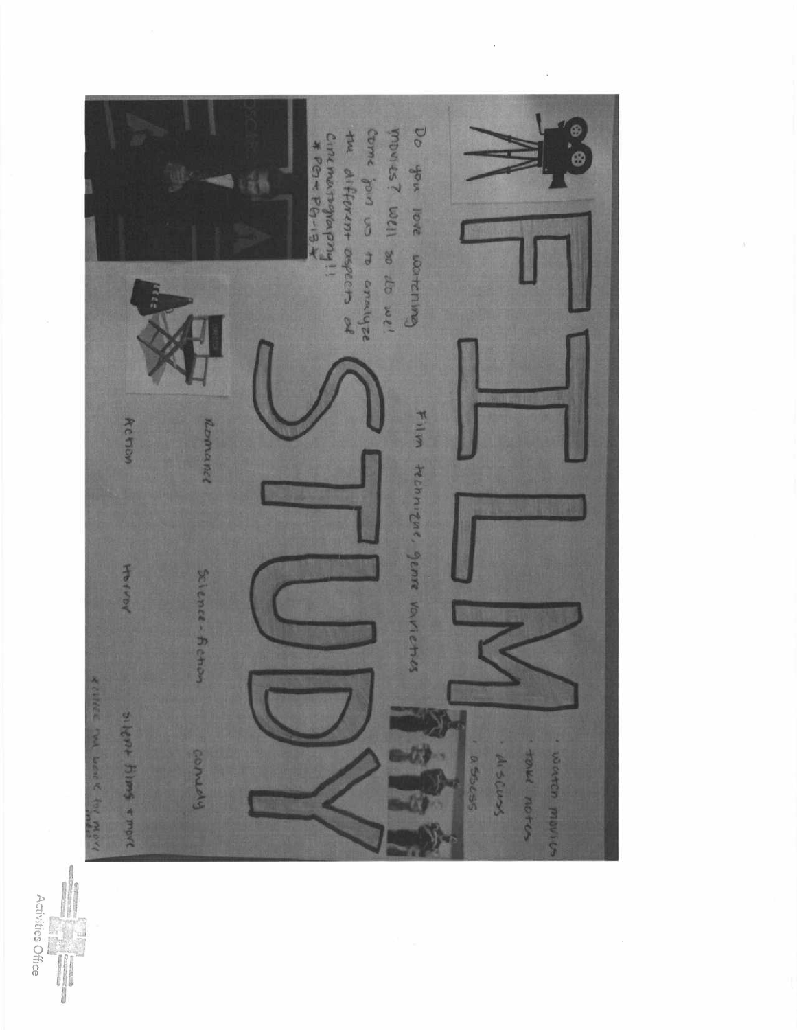# FILM STUDY

Do you love watching movies? Well so do we! Come join us to analyze the different aspects of cinematography!!

*PG & PG-13*

Film technique, genre varieties

- watch movies
- take notes
- discuss
- assess

Romance

Action

Science-Fiction

Horror

Comedy

Silent films & more

Activities Office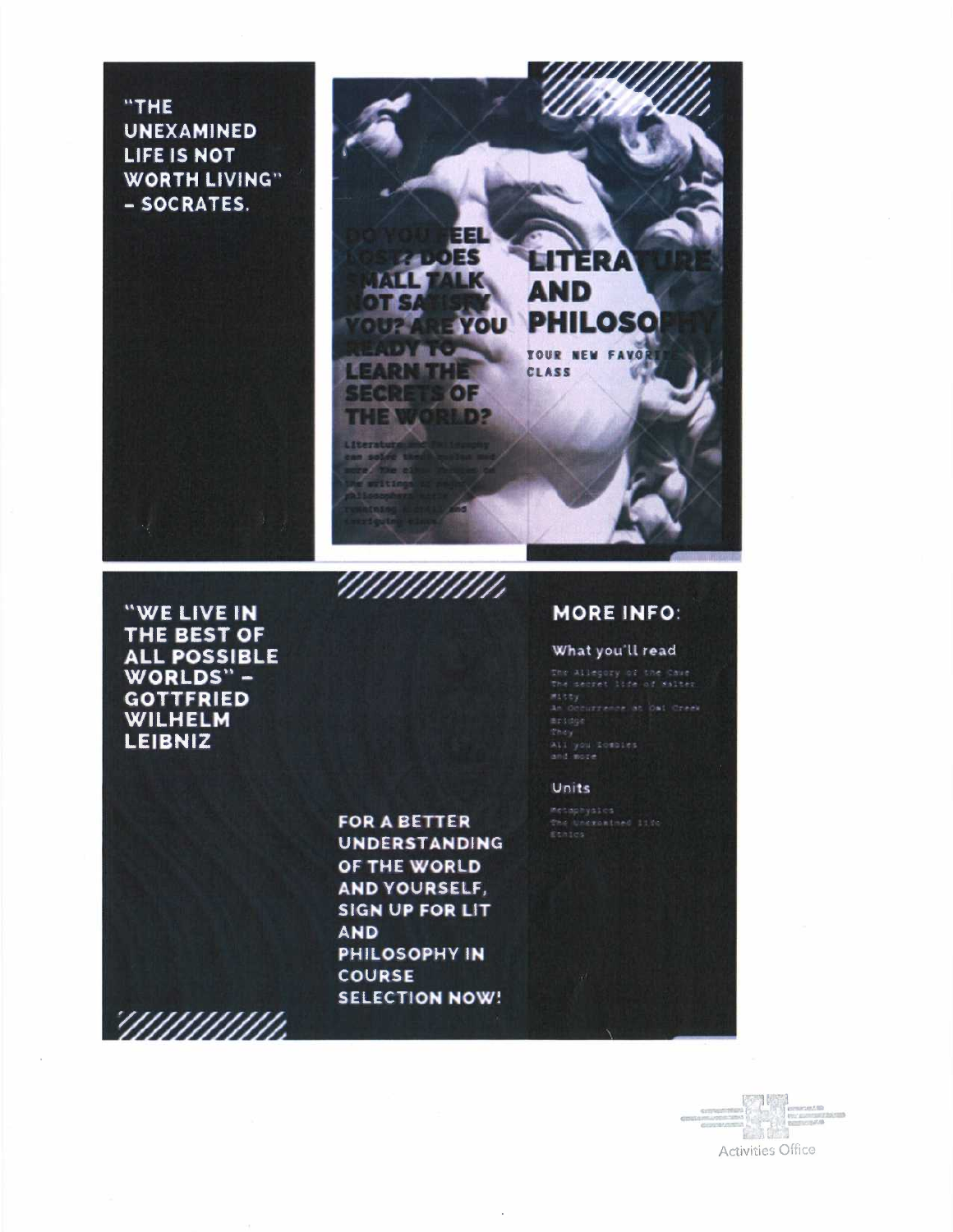"THE UNEXAMINED LIFE IS NOT WORTH LIVING" - SOCRATES.

DO YOU FEEL LOST? DOES SMALL TALK NOT SATISFY YOU? ARE YOU READY TO LEARN THE SECRETS OF THE WORLD?

Literature and Philosophy can solve these puzzles and more. The class focuses on the writings of major philosophers with remaining a chill and intriguing class.

# LITERATURE AND PHILOSOPHY

YOUR NEW FAVORITE CLASS

"WE LIVE IN THE BEST OF ALL POSSIBLE WORLDS" - GOTTFRIED WILHELM LEIBNIZ

FOR A BETTER UNDERSTANDING OF THE WORLD AND YOURSELF, SIGN UP FOR LIT AND PHILOSOPHY IN COURSE SELECTION NOW!

## MORE INFO:

### What you'll read

The Allegory of the Cave
The secret life of Walter Mitty
An Occurrence at Owl Creek Bridge
They
All you Zombies
and more

### Units

Metaphysics
The Unexamined life
Ethics

Activities Office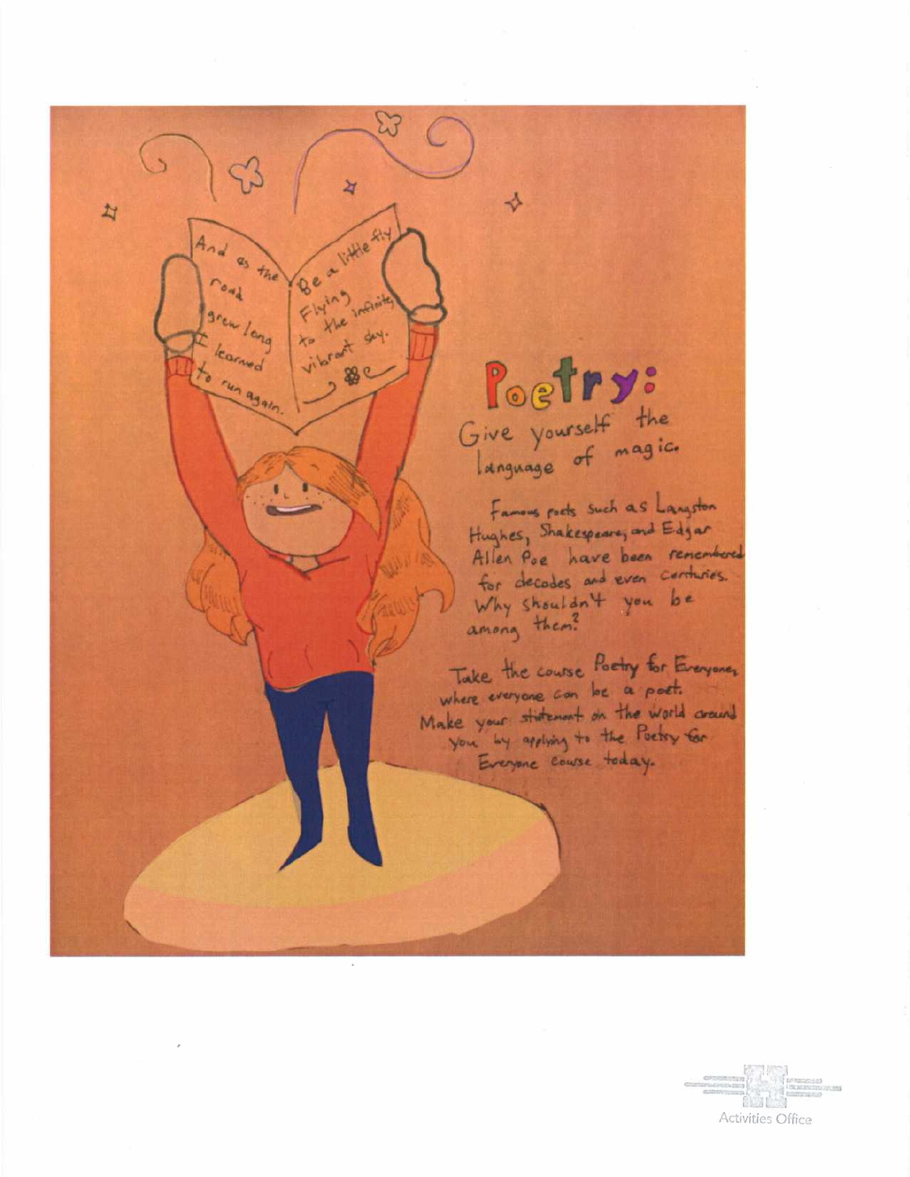And as the road grew long I learned to run again.

Be a little fly Flying to the infinite vibrant sky.

# Poetry:

Give yourself the language of magic.

Famous poets such as Langston Hughes, Shakespeare, and Edgar Allen Poe have been remembered for decades and even centuries. Why shouldn't you be among them?

Take the course Poetry for Everyone, where everyone can be a poet. Make your statement on the world around you by applying to the Poetry for Everyone course today.

Activities Office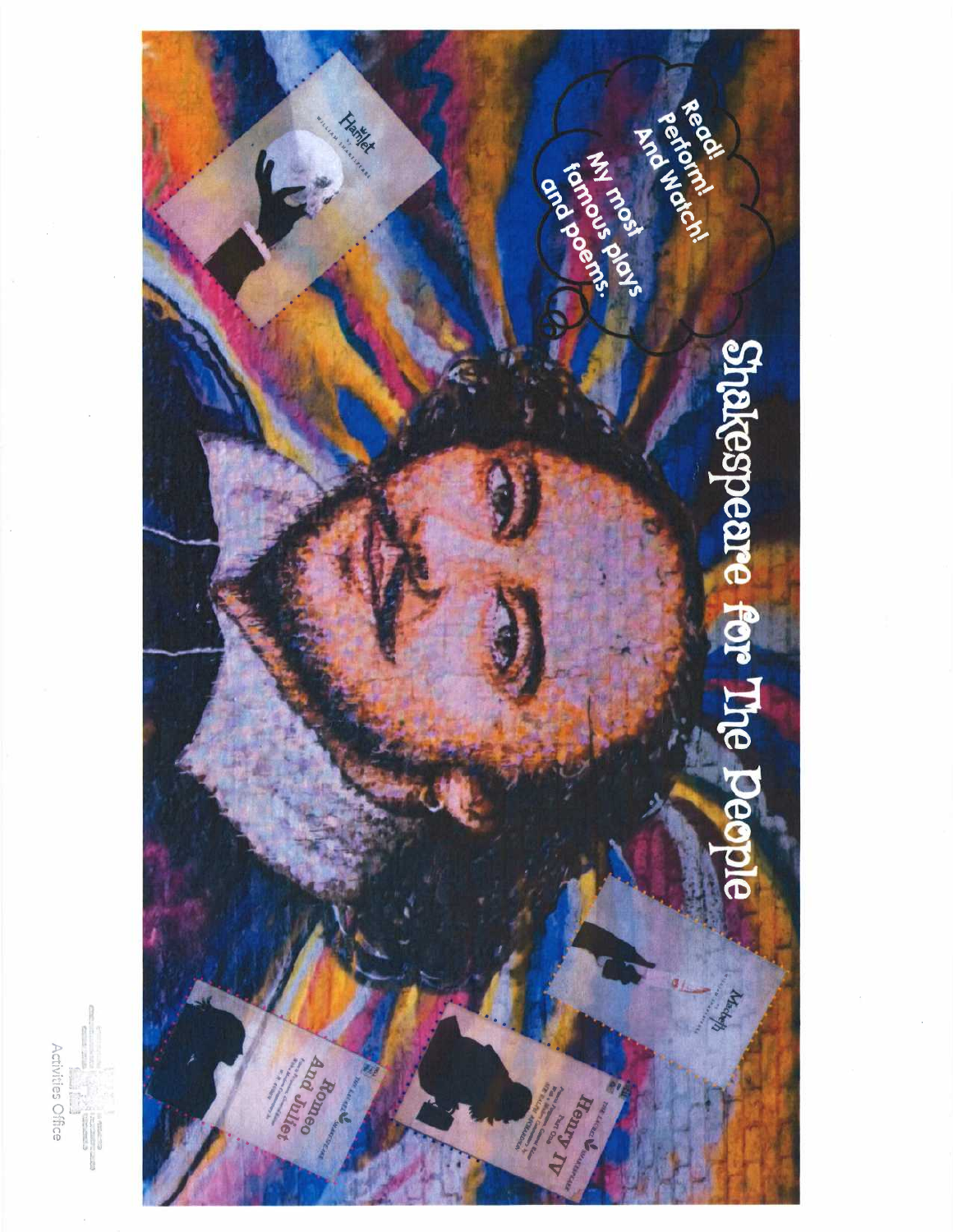# Shakespeare for The People

Read!
Perform!
And Watch!

My most
famous plays
and poems.

Hamlet
William Shakespeare

Macbeth

Henry IV

Romeo And Juliet

Activities Office